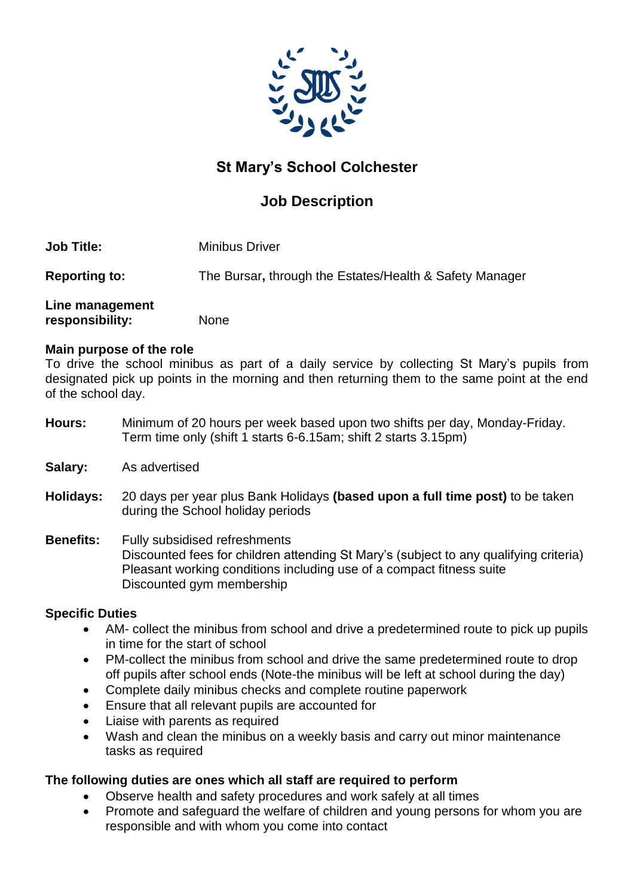# St Mary's School Colchester

## Job Description

**Job Title:** Minibus Driver

**Reporting to:** The Bursar**,** through the Estates/Health & Safety Manager

**Line management responsibility:** None

**Main purpose of the role**
To drive the school minibus as part of a daily service by collecting St Mary's pupils from designated pick up points in the morning and then returning them to the same point at the end of the school day.

**Hours:** Minimum of 20 hours per week based upon two shifts per day, Monday-Friday. Term time only (shift 1 starts 6-6.15am; shift 2 starts 3.15pm)

**Salary:** As advertised

**Holidays:** 20 days per year plus Bank Holidays **(based upon a full time post)** to be taken during the School holiday periods

**Benefits:** Fully subsidised refreshments
Discounted fees for children attending St Mary's (subject to any qualifying criteria)
Pleasant working conditions including use of a compact fitness suite
Discounted gym membership

**Specific Duties**

- AM- collect the minibus from school and drive a predetermined route to pick up pupils in time for the start of school
- PM-collect the minibus from school and drive the same predetermined route to drop off pupils after school ends (Note-the minibus will be left at school during the day)
- Complete daily minibus checks and complete routine paperwork
- Ensure that all relevant pupils are accounted for
- Liaise with parents as required
- Wash and clean the minibus on a weekly basis and carry out minor maintenance tasks as required

**The following duties are ones which all staff are required to perform**

- Observe health and safety procedures and work safely at all times
- Promote and safeguard the welfare of children and young persons for whom you are responsible and with whom you come into contact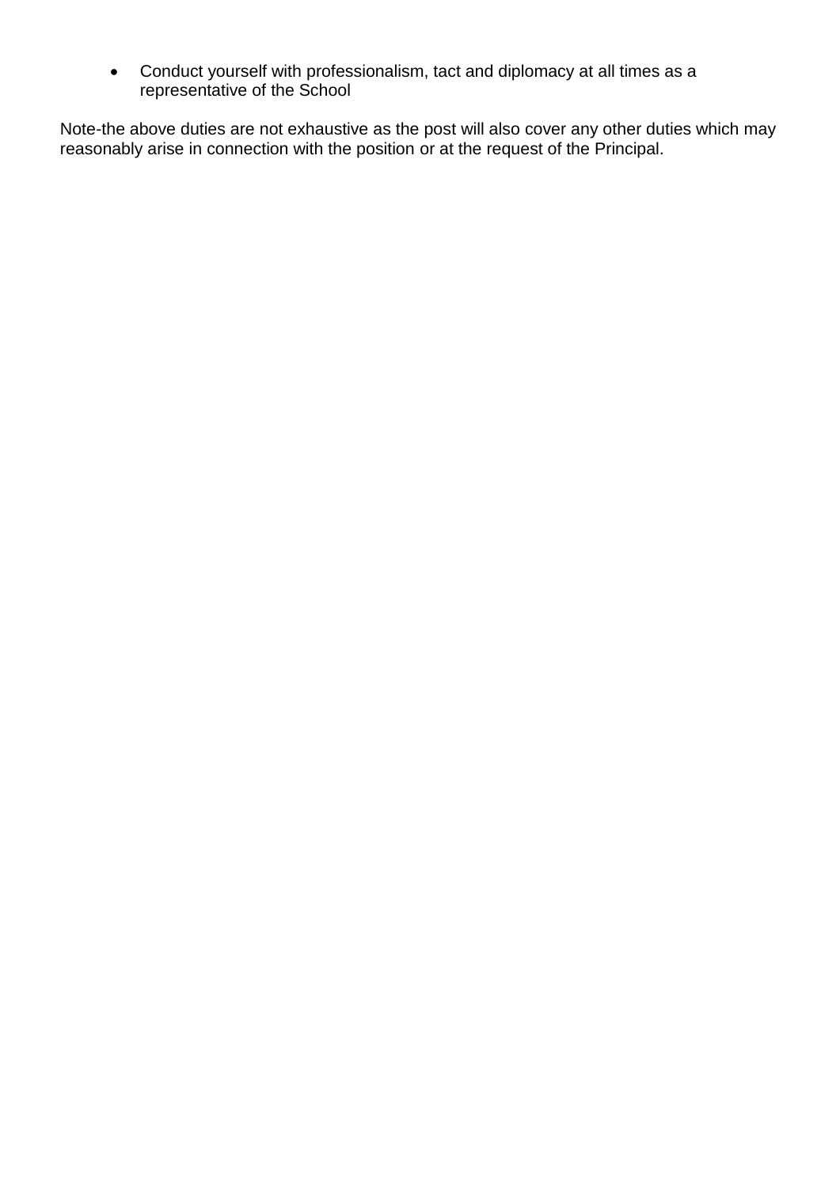- Conduct yourself with professionalism, tact and diplomacy at all times as a representative of the School

Note-the above duties are not exhaustive as the post will also cover any other duties which may reasonably arise in connection with the position or at the request of the Principal.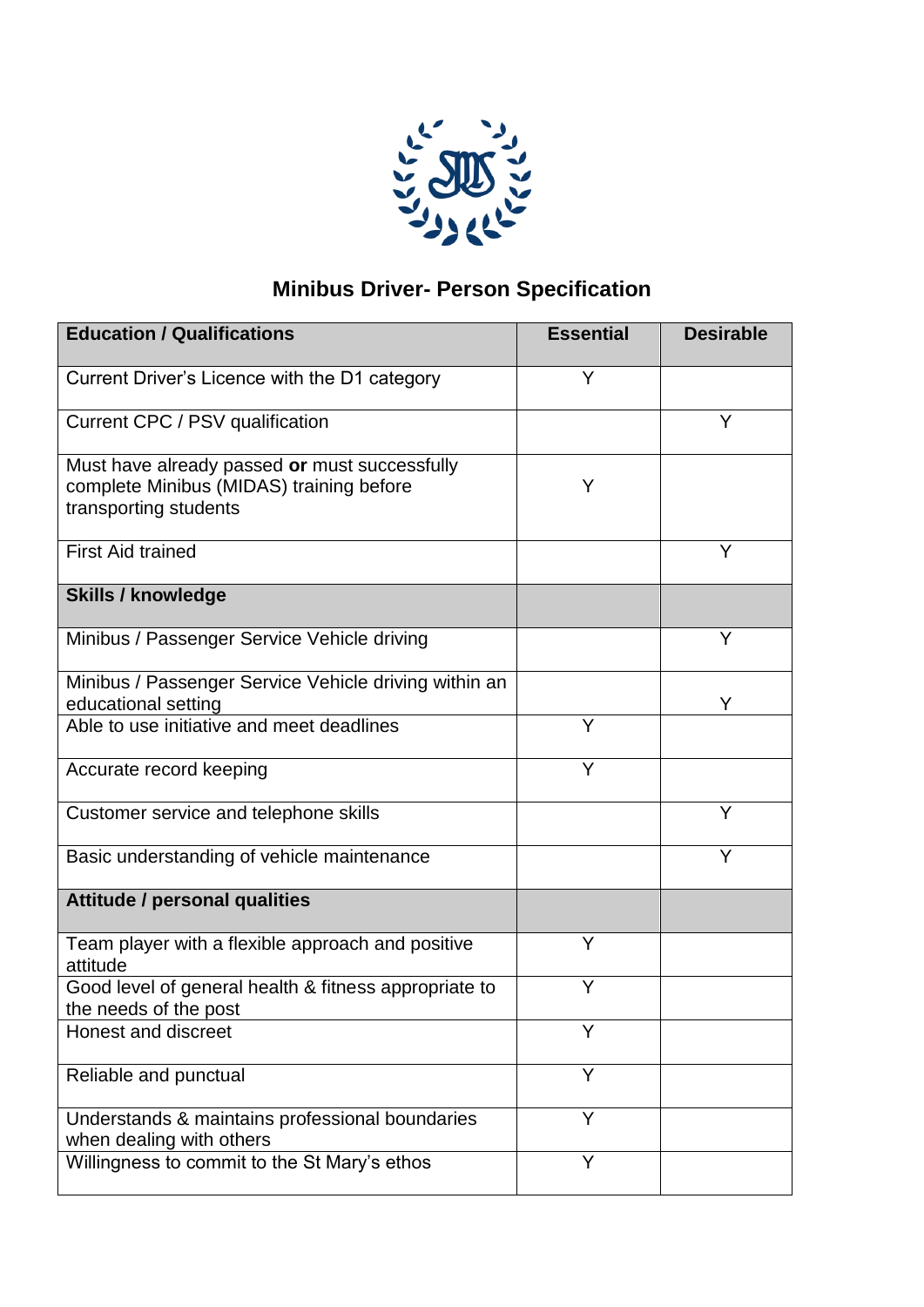# Minibus Driver- Person Specification

| Education / Qualifications | Essential | Desirable |
|---|---|---|
| Current Driver's Licence with the D1 category | Y | |
| Current CPC / PSV qualification | | Y |
| Must have already passed **or** must successfully complete Minibus (MIDAS) training before transporting students | Y | |
| First Aid trained | | Y |
| **Skills / knowledge** | | |
| Minibus / Passenger Service Vehicle driving | | Y |
| Minibus / Passenger Service Vehicle driving within an educational setting | | Y |
| Able to use initiative and meet deadlines | Y | |
| Accurate record keeping | Y | |
| Customer service and telephone skills | | Y |
| Basic understanding of vehicle maintenance | | Y |
| **Attitude / personal qualities** | | |
| Team player with a flexible approach and positive attitude | Y | |
| Good level of general health & fitness appropriate to the needs of the post | Y | |
| Honest and discreet | Y | |
| Reliable and punctual | Y | |
| Understands & maintains professional boundaries when dealing with others | Y | |
| Willingness to commit to the St Mary's ethos | Y | |